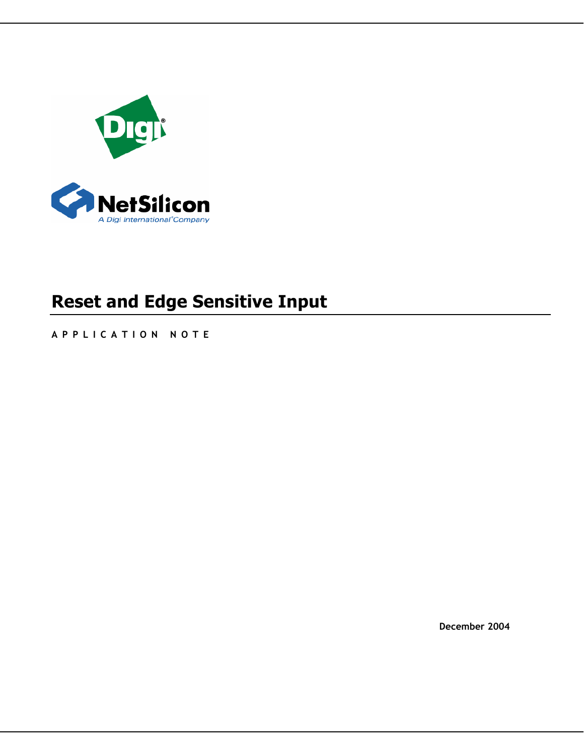# Reset and Edge Sensitive Input

APPLICATION NOTE

December 2004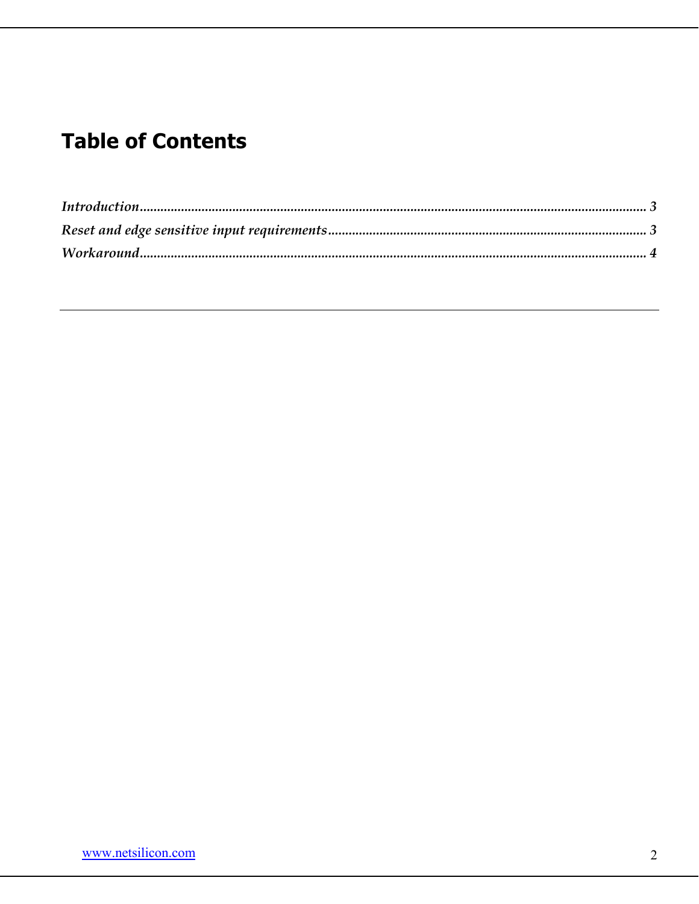# Table of Contents

*Introduction* ........................................................................................................................................ 3

*Reset and edge sensitive input requirements* ........................................................................................... 3

*Workaround* ........................................................................................................................................ 4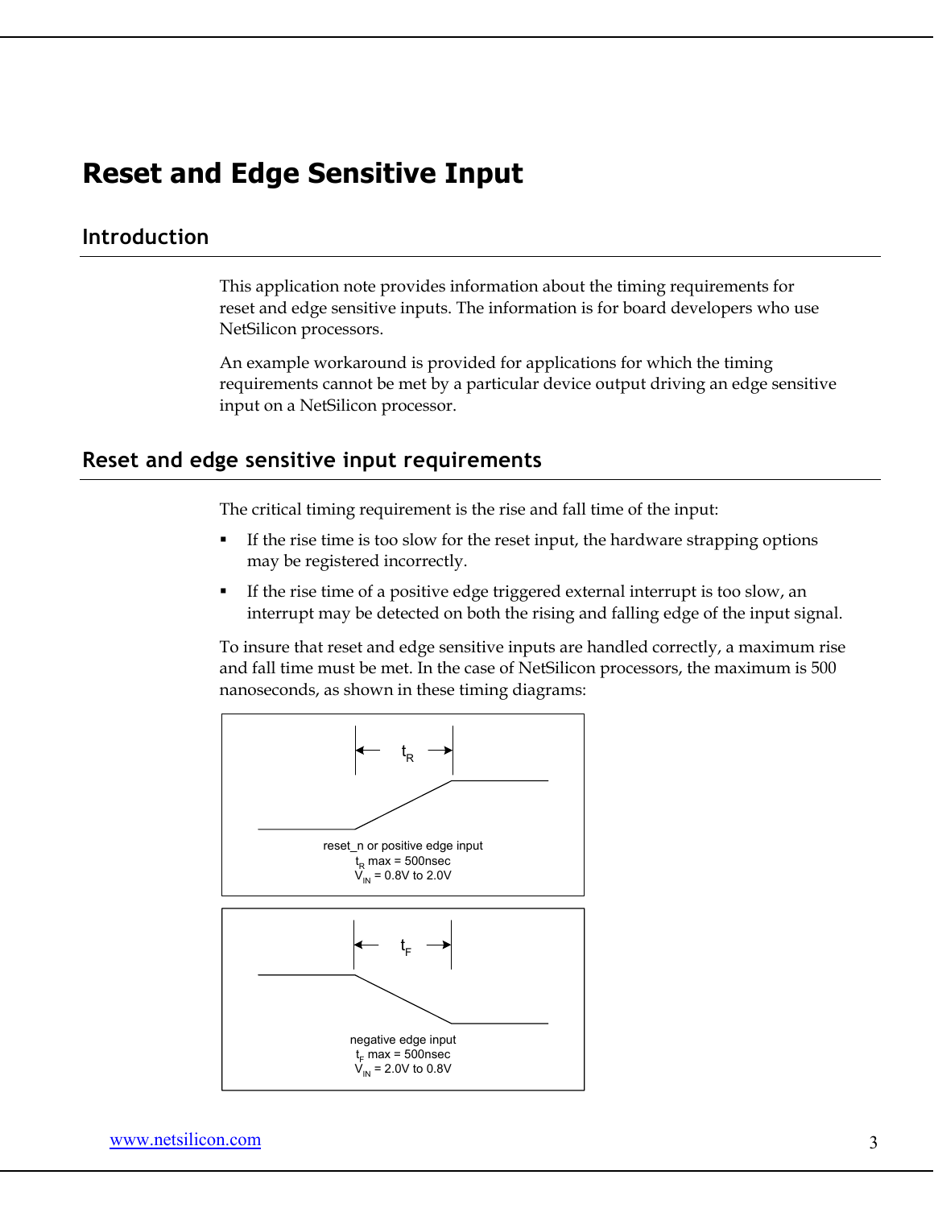# Reset and Edge Sensitive Input

## Introduction

This application note provides information about the timing requirements for reset and edge sensitive inputs. The information is for board developers who use NetSilicon processors.

An example workaround is provided for applications for which the timing requirements cannot be met by a particular device output driving an edge sensitive input on a NetSilicon processor.

## Reset and edge sensitive input requirements

The critical timing requirement is the rise and fall time of the input:

- If the rise time is too slow for the reset input, the hardware strapping options may be registered incorrectly.
- If the rise time of a positive edge triggered external interrupt is too slow, an interrupt may be detected on both the rising and falling edge of the input signal.

To insure that reset and edge sensitive inputs are handled correctly, a maximum rise and fall time must be met. In the case of NetSilicon processors, the maximum is 500 nanoseconds, as shown in these timing diagrams:

$t_R$

reset_n or positive edge input
$t_R$ max = 500nsec
$V_{IN}$ = 0.8V to 2.0V

$t_F$

negative edge input
$t_F$ max = 500nsec
$V_{IN}$ = 2.0V to 0.8V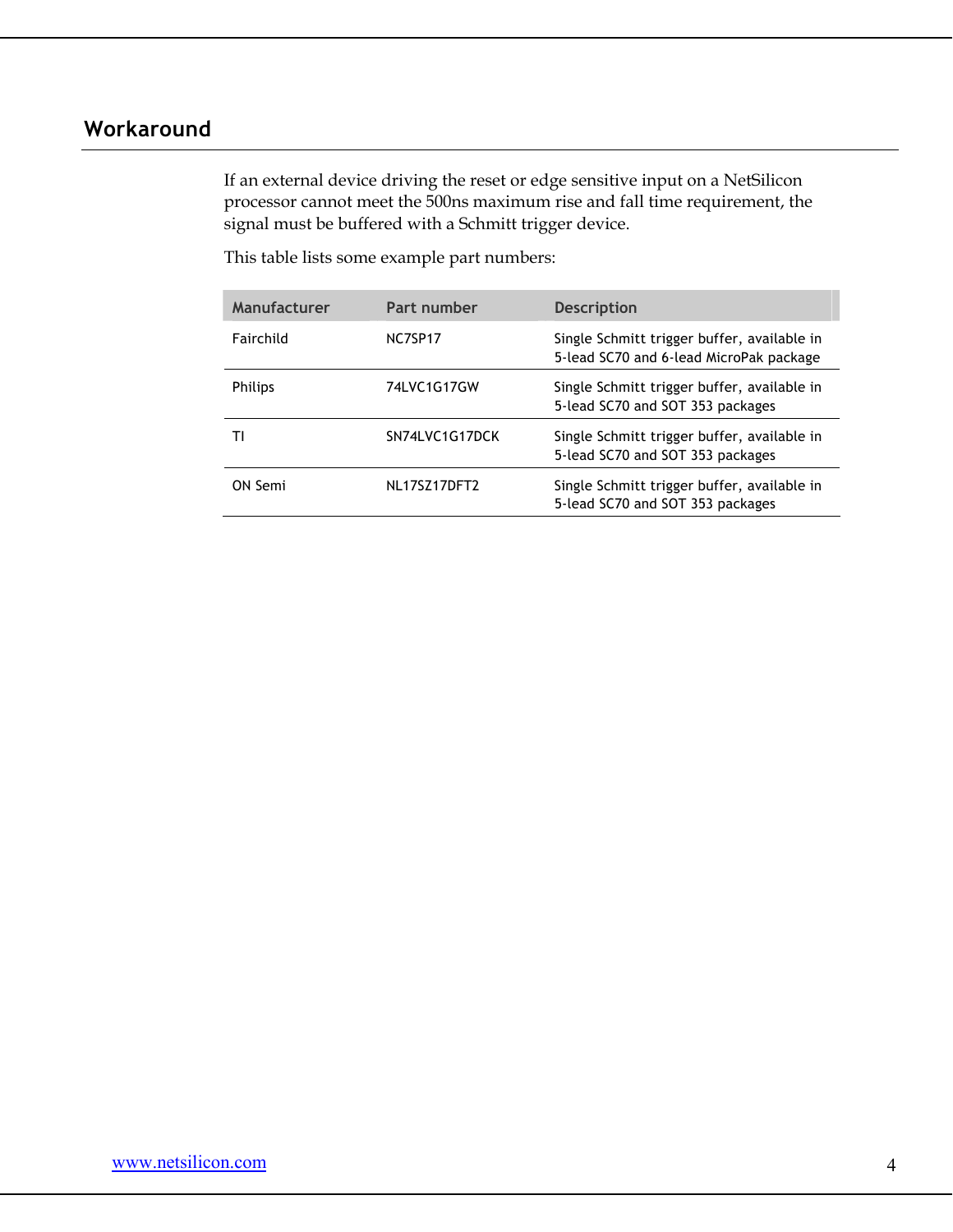## Workaround

If an external device driving the reset or edge sensitive input on a NetSilicon processor cannot meet the 500ns maximum rise and fall time requirement, the signal must be buffered with a Schmitt trigger device.

This table lists some example part numbers:

| Manufacturer | Part number | Description |
|---|---|---|
| Fairchild | NC7SP17 | Single Schmitt trigger buffer, available in 5-lead SC70 and 6-lead MicroPak package |
| Philips | 74LVC1G17GW | Single Schmitt trigger buffer, available in 5-lead SC70 and SOT 353 packages |
| TI | SN74LVC1G17DCK | Single Schmitt trigger buffer, available in 5-lead SC70 and SOT 353 packages |
| ON Semi | NL17SZ17DFT2 | Single Schmitt trigger buffer, available in 5-lead SC70 and SOT 353 packages |